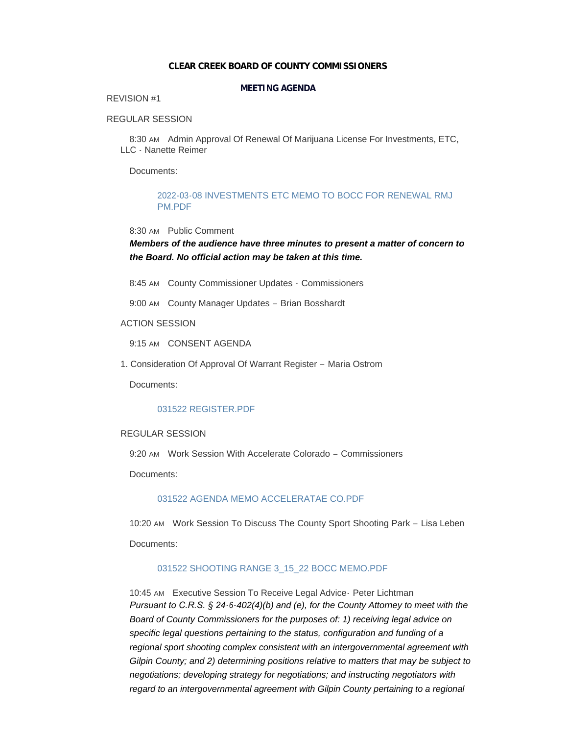**CLEAR CREEK BOARD OF COUNTY COMMISSIONERS**

**MEETING AGENDA**

REVISION #1

REGULAR SESSION

8:30 AM Admin Approval Of Renewal Of Marijuana License For Investments, ETC, LLC - Nanette Reimer

Documents:

2022-03-08 INVESTMENTS ETC MEMO TO BOCC FOR RENEWAL RMJ PM.PDF

8:30 AM Public Comment

***Members of the audience have three minutes to present a matter of concern to the Board. No official action may be taken at this time.***

8:45 AM County Commissioner Updates - Commissioners

9:00 AM County Manager Updates – Brian Bosshardt

ACTION SESSION

9:15 AM CONSENT AGENDA

1. Consideration Of Approval Of Warrant Register – Maria Ostrom

Documents:

031522 REGISTER.PDF

REGULAR SESSION

9:20 AM Work Session With Accelerate Colorado – Commissioners

Documents:

031522 AGENDA MEMO ACCELERATAE CO.PDF

10:20 AM Work Session To Discuss The County Sport Shooting Park – Lisa Leben

Documents:

031522 SHOOTING RANGE 3_15_22 BOCC MEMO.PDF

10:45 AM Executive Session To Receive Legal Advice- Peter Lichtman

*Pursuant to C.R.S. § 24-6-402(4)(b) and (e), for the County Attorney to meet with the Board of County Commissioners for the purposes of: 1) receiving legal advice on specific legal questions pertaining to the status, configuration and funding of a regional sport shooting complex consistent with an intergovernmental agreement with Gilpin County; and 2) determining positions relative to matters that may be subject to negotiations; developing strategy for negotiations; and instructing negotiators with regard to an intergovernmental agreement with Gilpin County pertaining to a regional*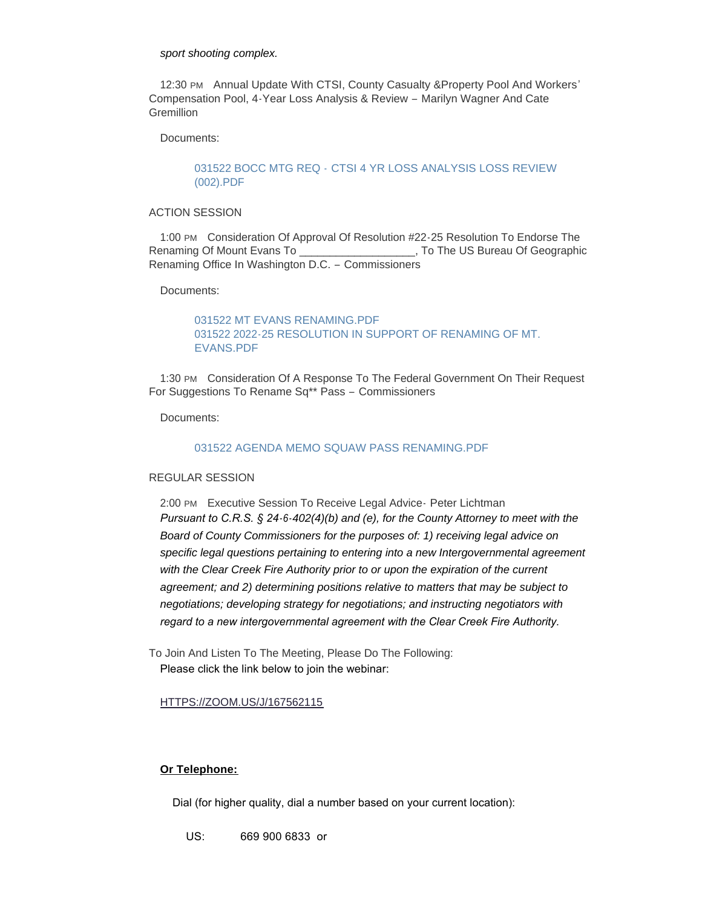*sport shooting complex.*

12:30 PM Annual Update With CTSI, County Casualty &Property Pool And Workers' Compensation Pool, 4-Year Loss Analysis & Review – Marilyn Wagner And Cate Gremillion

Documents:

031522 BOCC MTG REQ - CTSI 4 YR LOSS ANALYSIS LOSS REVIEW (002).PDF

ACTION SESSION

1:00 PM Consideration Of Approval Of Resolution #22-25 Resolution To Endorse The Renaming Of Mount Evans To ___________________, To The US Bureau Of Geographic Renaming Office In Washington D.C. – Commissioners

Documents:

031522 MT EVANS RENAMING.PDF
031522 2022-25 RESOLUTION IN SUPPORT OF RENAMING OF MT. EVANS.PDF

1:30 PM Consideration Of A Response To The Federal Government On Their Request For Suggestions To Rename Sq** Pass – Commissioners

Documents:

031522 AGENDA MEMO SQUAW PASS RENAMING.PDF

REGULAR SESSION

2:00 PM Executive Session To Receive Legal Advice- Peter Lichtman
*Pursuant to C.R.S. § 24-6-402(4)(b) and (e), for the County Attorney to meet with the Board of County Commissioners for the purposes of: 1) receiving legal advice on specific legal questions pertaining to entering into a new Intergovernmental agreement with the Clear Creek Fire Authority prior to or upon the expiration of the current agreement; and 2) determining positions relative to matters that may be subject to negotiations; developing strategy for negotiations; and instructing negotiators with regard to a new intergovernmental agreement with the Clear Creek Fire Authority.*

To Join And Listen To The Meeting, Please Do The Following:
Please click the link below to join the webinar:

HTTPS://ZOOM.US/J/167562115

**Or Telephone:**

Dial (for higher quality, dial a number based on your current location):

US: 669 900 6833 or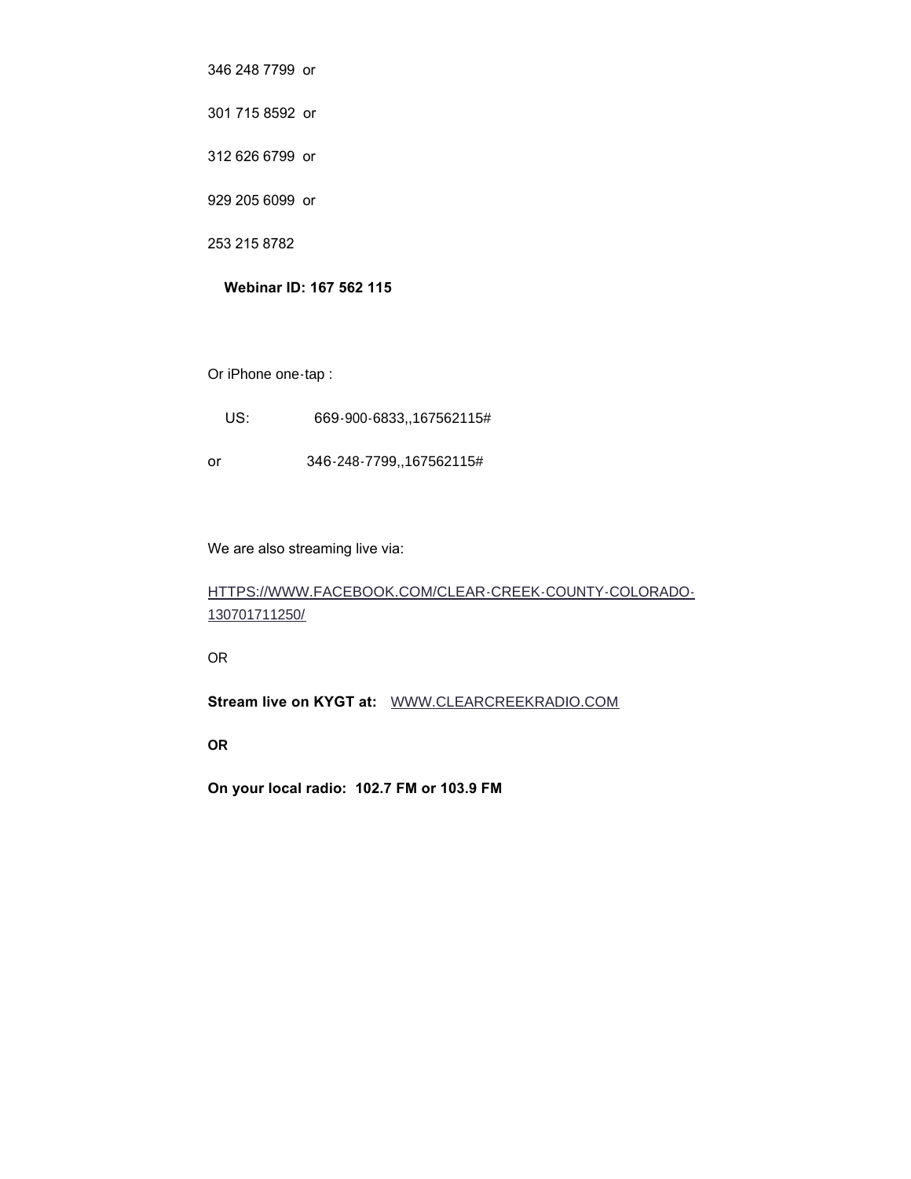346 248 7799 or

301 715 8592 or

312 626 6799 or

929 205 6099 or

253 215 8782

**Webinar ID: 167 562 115**

Or iPhone one-tap :

US: 669-900-6833,,167562115#

or 346-248-7799,,167562115#

We are also streaming live via:

HTTPS://WWW.FACEBOOK.COM/CLEAR-CREEK-COUNTY-COLORADO-130701711250/

OR

**Stream live on KYGT at:** WWW.CLEARCREEKRADIO.COM

**OR**

**On your local radio: 102.7 FM or 103.9 FM**